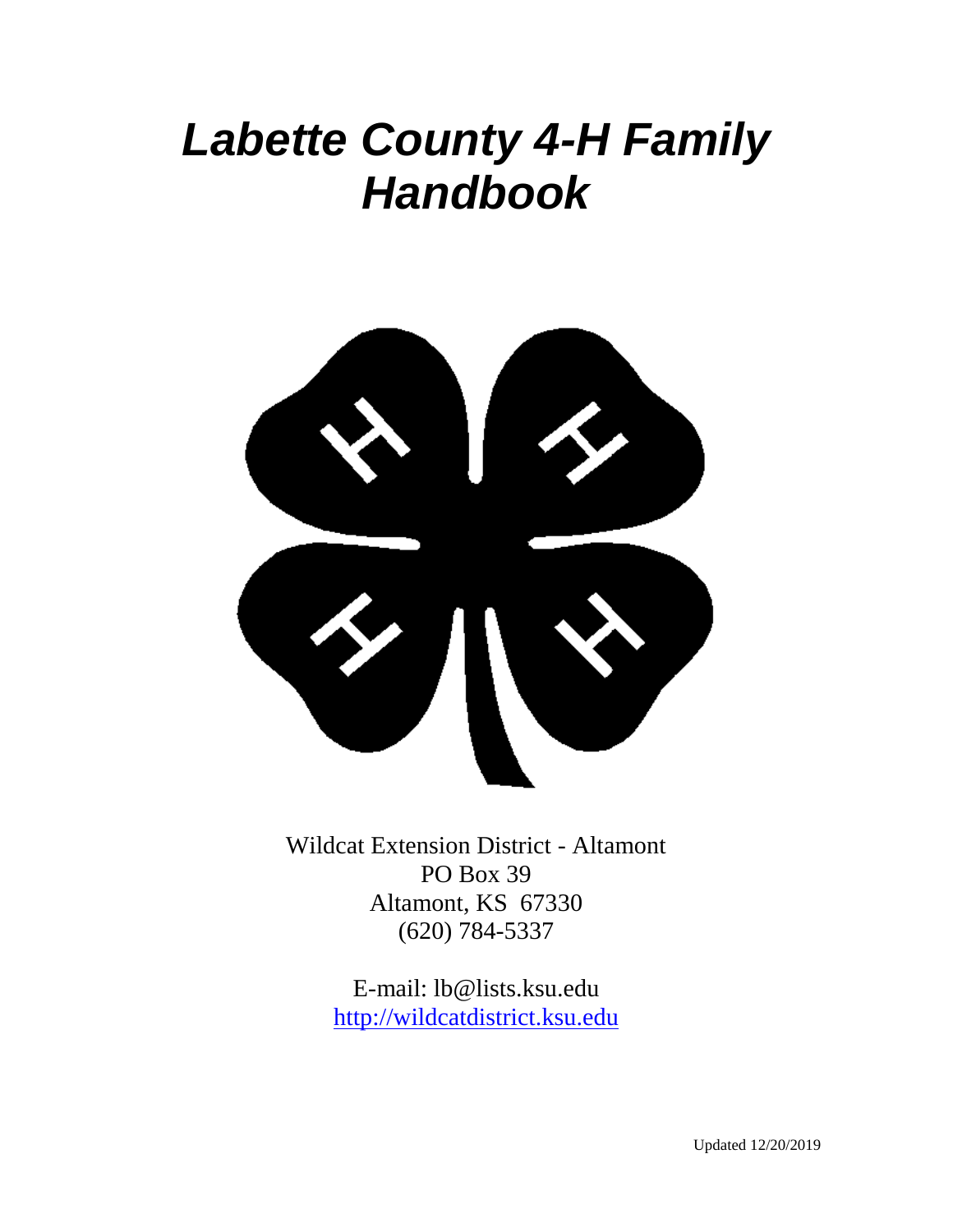# *Labette County 4-H Family Handbook*

Wildcat Extension District - Altamont
PO Box 39
Altamont, KS 67330
(620) 784-5337

E-mail: lb@lists.ksu.edu
[http://wildcatdistrict.ksu.edu](http://wildcatdistrict.ksu.edu)

Updated 12/20/2019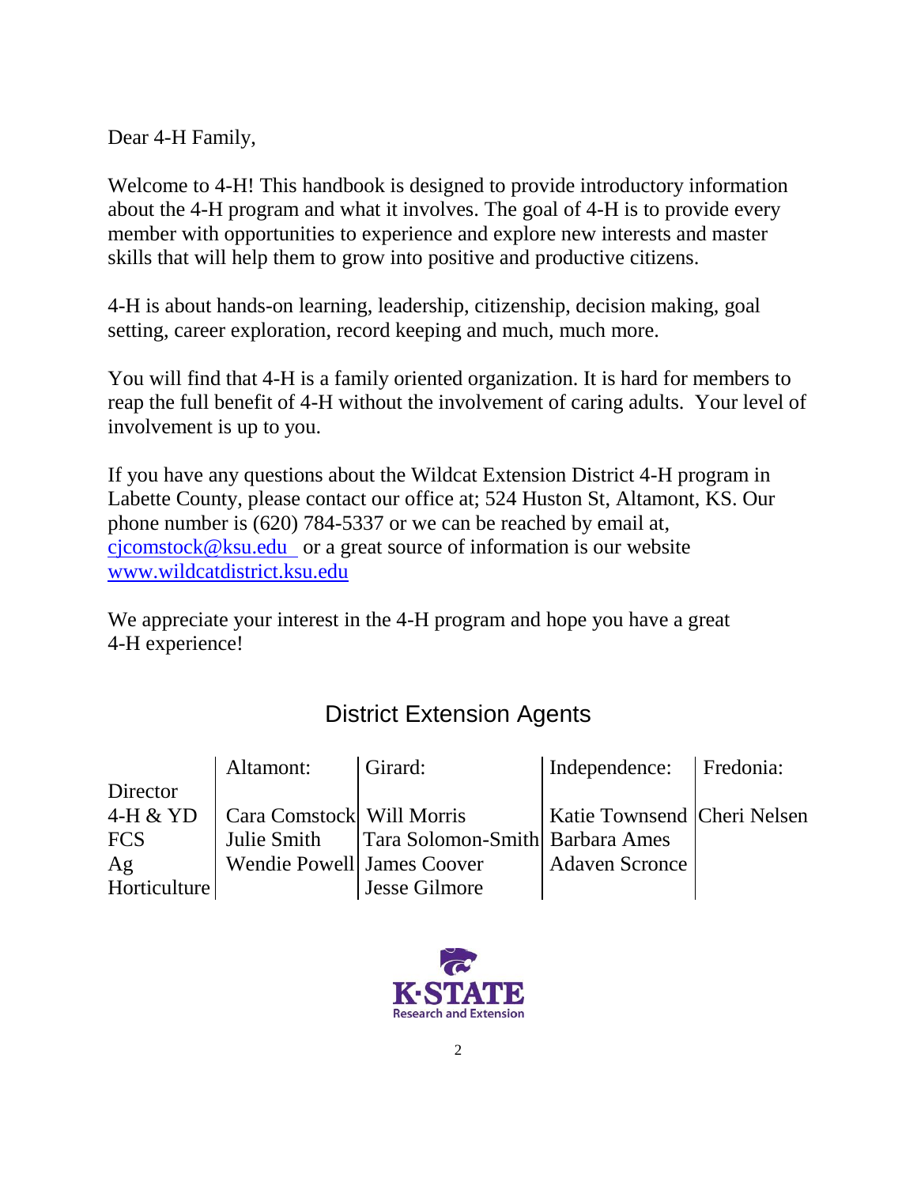Dear 4-H Family,

Welcome to 4-H! This handbook is designed to provide introductory information about the 4-H program and what it involves. The goal of 4-H is to provide every member with opportunities to experience and explore new interests and master skills that will help them to grow into positive and productive citizens.

4-H is about hands-on learning, leadership, citizenship, decision making, goal setting, career exploration, record keeping and much, much more.

You will find that 4-H is a family oriented organization. It is hard for members to reap the full benefit of 4-H without the involvement of caring adults. Your level of involvement is up to you.

If you have any questions about the Wildcat Extension District 4-H program in Labette County, please contact our office at; 524 Huston St, Altamont, KS. Our phone number is (620) 784-5337 or we can be reached by email at, cjcomstock@ksu.edu or a great source of information is our website www.wildcatdistrict.ksu.edu

We appreciate your interest in the 4-H program and hope you have a great 4-H experience!

## District Extension Agents

| | Altamont: | Girard: | Independence: | Fredonia: |
|---|---|---|---|---|
| Director | | | | |
| 4-H & YD | Cara Comstock | Will Morris | Katie Townsend | Cheri Nelsen |
| FCS | Julie Smith | Tara Solomon-Smith | Barbara Ames | |
| Ag | Wendie Powell | James Coover | Adaven Scronce | |
| Horticulture | | Jesse Gilmore | | |

K·STATE Research and Extension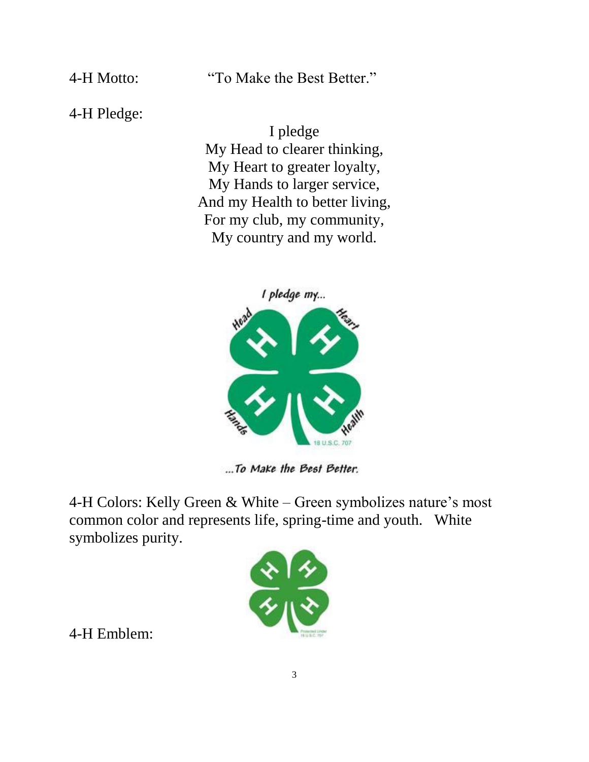4-H Motto: "To Make the Best Better."

4-H Pledge:

I pledge
My Head to clearer thinking,
My Heart to greater loyalty,
My Hands to larger service,
And my Health to better living,
For my club, my community,
My country and my world.

4-H Colors: Kelly Green & White – Green symbolizes nature's most common color and represents life, spring-time and youth. White symbolizes purity.

4-H Emblem: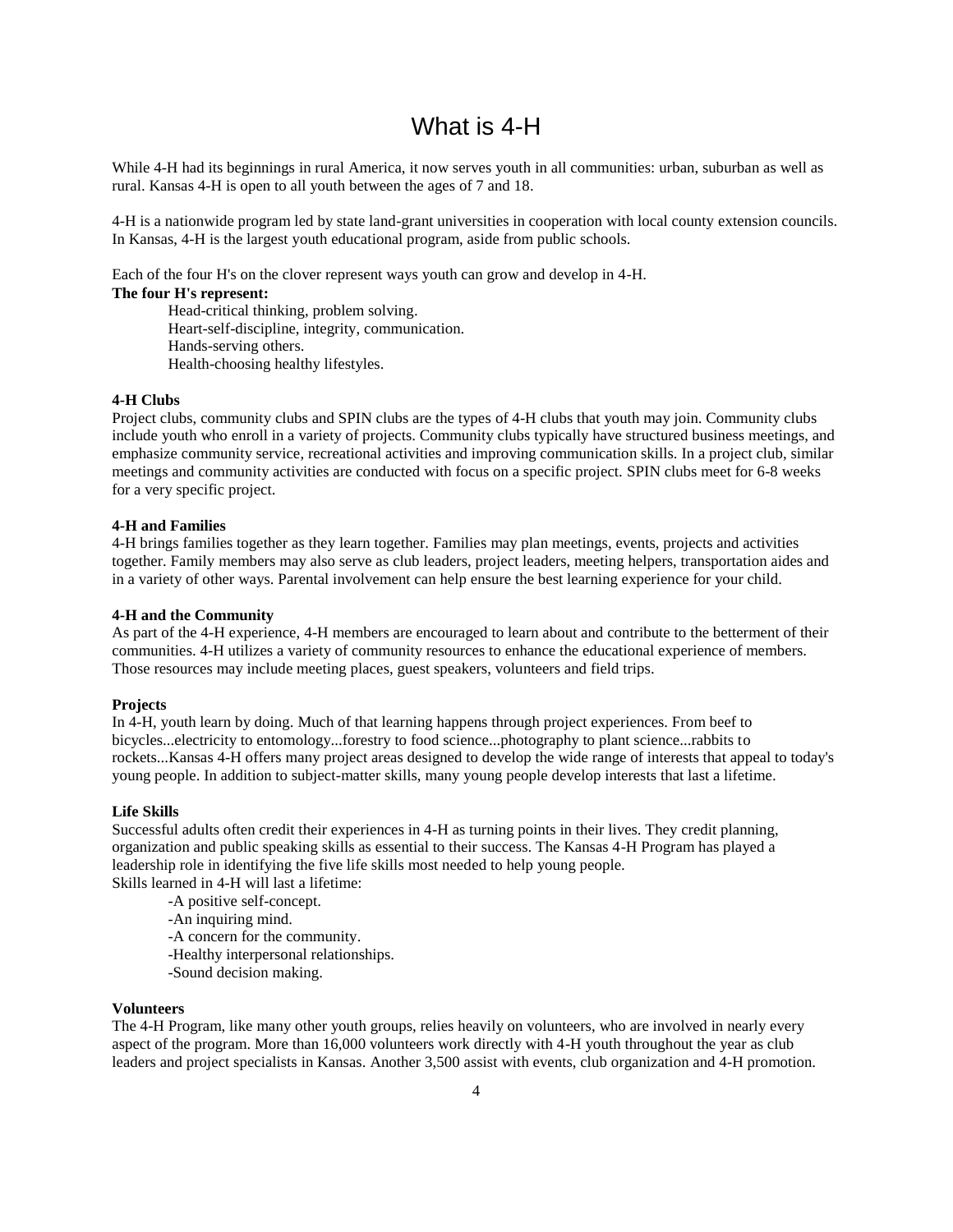# What is 4-H

While 4-H had its beginnings in rural America, it now serves youth in all communities: urban, suburban as well as rural. Kansas 4-H is open to all youth between the ages of 7 and 18.

4-H is a nationwide program led by state land-grant universities in cooperation with local county extension councils. In Kansas, 4-H is the largest youth educational program, aside from public schools.

Each of the four H's on the clover represent ways youth can grow and develop in 4-H.

**The four H's represent:**

Head-critical thinking, problem solving.
Heart-self-discipline, integrity, communication.
Hands-serving others.
Health-choosing healthy lifestyles.

**4-H Clubs**

Project clubs, community clubs and SPIN clubs are the types of 4-H clubs that youth may join. Community clubs include youth who enroll in a variety of projects. Community clubs typically have structured business meetings, and emphasize community service, recreational activities and improving communication skills. In a project club, similar meetings and community activities are conducted with focus on a specific project. SPIN clubs meet for 6-8 weeks for a very specific project.

**4-H and Families**

4-H brings families together as they learn together. Families may plan meetings, events, projects and activities together. Family members may also serve as club leaders, project leaders, meeting helpers, transportation aides and in a variety of other ways. Parental involvement can help ensure the best learning experience for your child.

**4-H and the Community**

As part of the 4-H experience, 4-H members are encouraged to learn about and contribute to the betterment of their communities. 4-H utilizes a variety of community resources to enhance the educational experience of members. Those resources may include meeting places, guest speakers, volunteers and field trips.

**Projects**

In 4-H, youth learn by doing. Much of that learning happens through project experiences. From beef to bicycles...electricity to entomology...forestry to food science...photography to plant science...rabbits to rockets...Kansas 4-H offers many project areas designed to develop the wide range of interests that appeal to today's young people. In addition to subject-matter skills, many young people develop interests that last a lifetime.

**Life Skills**

Successful adults often credit their experiences in 4-H as turning points in their lives. They credit planning, organization and public speaking skills as essential to their success. The Kansas 4-H Program has played a leadership role in identifying the five life skills most needed to help young people.
Skills learned in 4-H will last a lifetime:

-A positive self-concept.
-An inquiring mind.
-A concern for the community.
-Healthy interpersonal relationships.
-Sound decision making.

**Volunteers**

The 4-H Program, like many other youth groups, relies heavily on volunteers, who are involved in nearly every aspect of the program. More than 16,000 volunteers work directly with 4-H youth throughout the year as club leaders and project specialists in Kansas. Another 3,500 assist with events, club organization and 4-H promotion.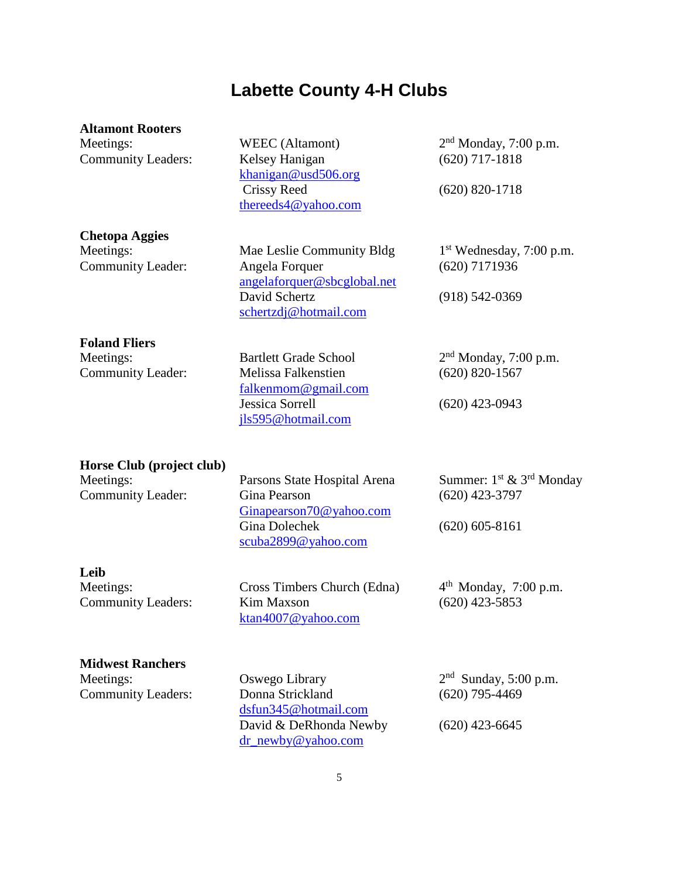# Labette County 4-H Clubs

**Altamont Rooters**

| | | |
|---|---|---|
| Meetings: | WEEC (Altamont) | 2nd Monday, 7:00 p.m. |
| Community Leaders: | Kelsey Hanigan | (620) 717-1818 |
| | khanigan@usd506.org | |
| | Crissy Reed | (620) 820-1718 |
| | thereeds4@yahoo.com | |

**Chetopa Aggies**

| | | |
|---|---|---|
| Meetings: | Mae Leslie Community Bldg | 1st Wednesday, 7:00 p.m. |
| Community Leader: | Angela Forquer | (620) 7171936 |
| | angelaforquer@sbcglobal.net | |
| | David Schertz | (918) 542-0369 |
| | schertzdj@hotmail.com | |

**Foland Fliers**

| | | |
|---|---|---|
| Meetings: | Bartlett Grade School | 2nd Monday, 7:00 p.m. |
| Community Leader: | Melissa Falkenstien | (620) 820-1567 |
| | falkenmom@gmail.com | |
| | Jessica Sorrell | (620) 423-0943 |
| | jls595@hotmail.com | |

**Horse Club (project club)**

| | | |
|---|---|---|
| Meetings: | Parsons State Hospital Arena | Summer: 1st & 3rd Monday |
| Community Leader: | Gina Pearson | (620) 423-3797 |
| | Ginapearson70@yahoo.com | |
| | Gina Dolechek | (620) 605-8161 |
| | scuba2899@yahoo.com | |

**Leib**

| | | |
|---|---|---|
| Meetings: | Cross Timbers Church (Edna) | 4th Monday, 7:00 p.m. |
| Community Leaders: | Kim Maxson | (620) 423-5853 |
| | ktan4007@yahoo.com | |

**Midwest Ranchers**

| | | |
|---|---|---|
| Meetings: | Oswego Library | 2nd Sunday, 5:00 p.m. |
| Community Leaders: | Donna Strickland | (620) 795-4469 |
| | dsfun345@hotmail.com | |
| | David & DeRhonda Newby | (620) 423-6645 |
| | dr_newby@yahoo.com | |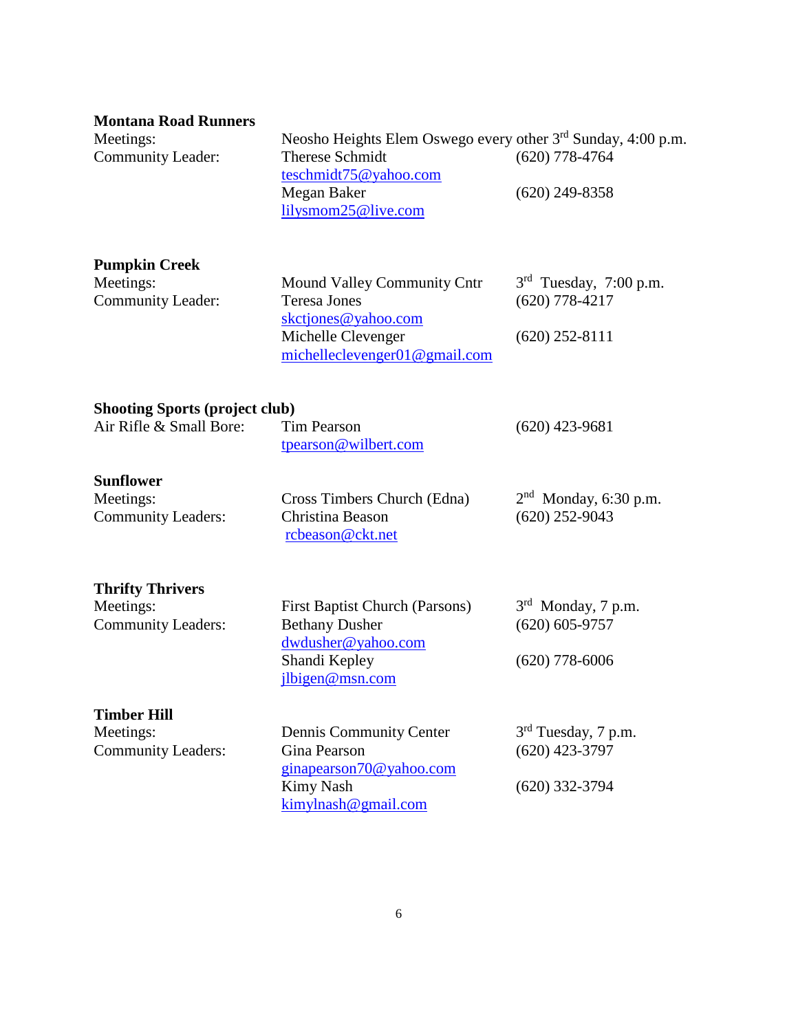**Montana Road Runners**

Meetings: Neosho Heights Elem Oswego every other 3rd Sunday, 4:00 p.m.

Community Leader: Therese Schmidt (620) 778-4764
teschmidt75@yahoo.com
Megan Baker (620) 249-8358
lilysmom25@live.com

**Pumpkin Creek**

Meetings: Mound Valley Community Cntr 3rd Tuesday, 7:00 p.m.

Community Leader: Teresa Jones (620) 778-4217
skctjones@yahoo.com
Michelle Clevenger (620) 252-8111
michelleclevenger01@gmail.com

**Shooting Sports (project club)**

Air Rifle & Small Bore: Tim Pearson (620) 423-9681
tpearson@wilbert.com

**Sunflower**

Meetings: Cross Timbers Church (Edna) 2nd Monday, 6:30 p.m.

Community Leaders: Christina Beason (620) 252-9043
rcbeason@ckt.net

**Thrifty Thrivers**

Meetings: First Baptist Church (Parsons) 3rd Monday, 7 p.m.

Community Leaders: Bethany Dusher (620) 605-9757
dwdusher@yahoo.com
Shandi Kepley (620) 778-6006
jlbigen@msn.com

**Timber Hill**

Meetings: Dennis Community Center 3rd Tuesday, 7 p.m.

Community Leaders: Gina Pearson (620) 423-3797
ginapearson70@yahoo.com
Kimy Nash (620) 332-3794
kimylnash@gmail.com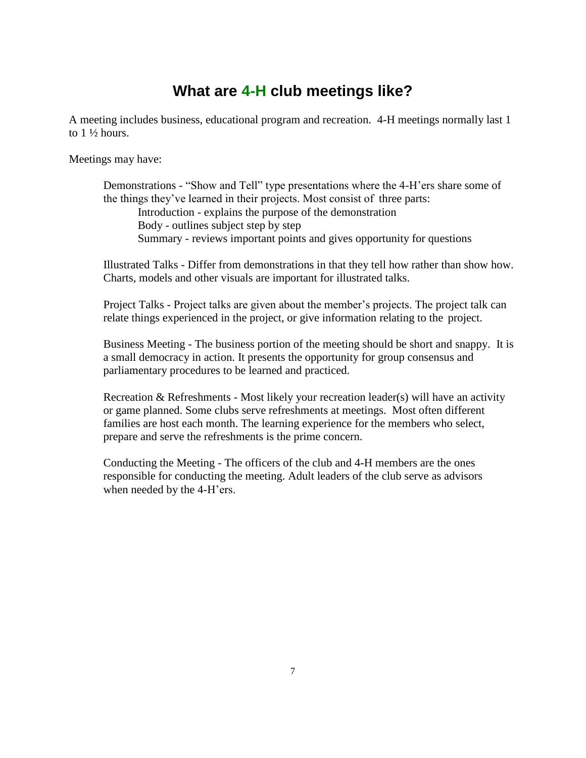# What are 4-H club meetings like?

A meeting includes business, educational program and recreation. 4-H meetings normally last 1 to 1 ½ hours.

Meetings may have:

Demonstrations - "Show and Tell" type presentations where the 4-H'ers share some of the things they've learned in their projects. Most consist of three parts:

- Introduction - explains the purpose of the demonstration
- Body - outlines subject step by step
- Summary - reviews important points and gives opportunity for questions

Illustrated Talks - Differ from demonstrations in that they tell how rather than show how. Charts, models and other visuals are important for illustrated talks.

Project Talks - Project talks are given about the member's projects. The project talk can relate things experienced in the project, or give information relating to the project.

Business Meeting - The business portion of the meeting should be short and snappy. It is a small democracy in action. It presents the opportunity for group consensus and parliamentary procedures to be learned and practiced.

Recreation & Refreshments - Most likely your recreation leader(s) will have an activity or game planned. Some clubs serve refreshments at meetings. Most often different families are host each month. The learning experience for the members who select, prepare and serve the refreshments is the prime concern.

Conducting the Meeting - The officers of the club and 4-H members are the ones responsible for conducting the meeting. Adult leaders of the club serve as advisors when needed by the 4-H'ers.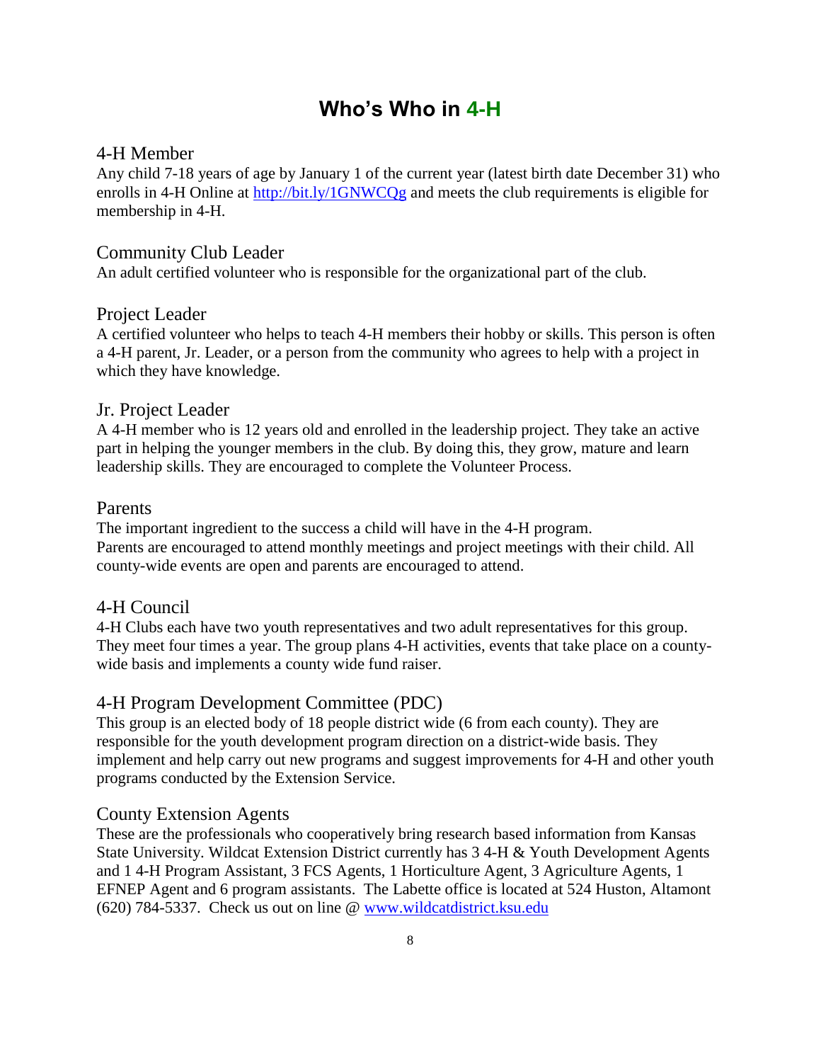# Who's Who in 4-H

## 4-H Member

Any child 7-18 years of age by January 1 of the current year (latest birth date December 31) who enrolls in 4-H Online at http://bit.ly/1GNWCQg and meets the club requirements is eligible for membership in 4-H.

## Community Club Leader

An adult certified volunteer who is responsible for the organizational part of the club.

## Project Leader

A certified volunteer who helps to teach 4-H members their hobby or skills. This person is often a 4-H parent, Jr. Leader, or a person from the community who agrees to help with a project in which they have knowledge.

## Jr. Project Leader

A 4-H member who is 12 years old and enrolled in the leadership project. They take an active part in helping the younger members in the club. By doing this, they grow, mature and learn leadership skills. They are encouraged to complete the Volunteer Process.

## Parents

The important ingredient to the success a child will have in the 4-H program.
Parents are encouraged to attend monthly meetings and project meetings with their child. All county-wide events are open and parents are encouraged to attend.

## 4-H Council

4-H Clubs each have two youth representatives and two adult representatives for this group. They meet four times a year. The group plans 4-H activities, events that take place on a county-wide basis and implements a county wide fund raiser.

## 4-H Program Development Committee (PDC)

This group is an elected body of 18 people district wide (6 from each county). They are responsible for the youth development program direction on a district-wide basis. They implement and help carry out new programs and suggest improvements for 4-H and other youth programs conducted by the Extension Service.

## County Extension Agents

These are the professionals who cooperatively bring research based information from Kansas State University. Wildcat Extension District currently has 3 4-H & Youth Development Agents and 1 4-H Program Assistant, 3 FCS Agents, 1 Horticulture Agent, 3 Agriculture Agents, 1 EFNEP Agent and 6 program assistants. The Labette office is located at 524 Huston, Altamont (620) 784-5337. Check us out on line @ www.wildcatdistrict.ksu.edu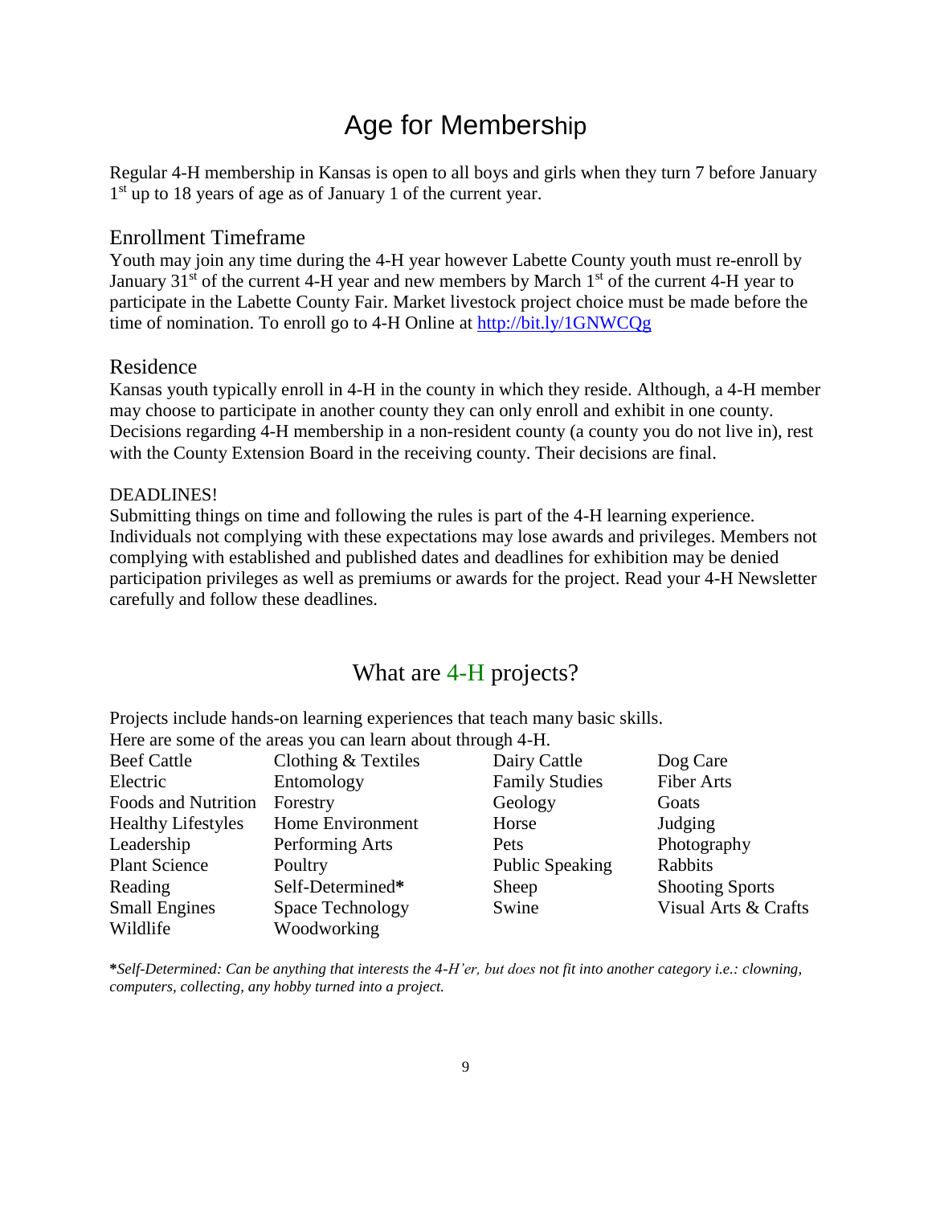# Age for Membership

Regular 4-H membership in Kansas is open to all boys and girls when they turn 7 before January 1st up to 18 years of age as of January 1 of the current year.

## Enrollment Timeframe

Youth may join any time during the 4-H year however Labette County youth must re-enroll by January 31st of the current 4-H year and new members by March 1st of the current 4-H year to participate in the Labette County Fair. Market livestock project choice must be made before the time of nomination. To enroll go to 4-H Online at [http://bit.ly/1GNWCQg](http://bit.ly/1GNWCQg)

## Residence

Kansas youth typically enroll in 4-H in the county in which they reside. Although, a 4-H member may choose to participate in another county they can only enroll and exhibit in one county. Decisions regarding 4-H membership in a non-resident county (a county you do not live in), rest with the County Extension Board in the receiving county. Their decisions are final.

### DEADLINES!

Submitting things on time and following the rules is part of the 4-H learning experience. Individuals not complying with these expectations may lose awards and privileges. Members not complying with established and published dates and deadlines for exhibition may be denied participation privileges as well as premiums or awards for the project. Read your 4-H Newsletter carefully and follow these deadlines.

# What are 4-H projects?

Projects include hands-on learning experiences that teach many basic skills.
Here are some of the areas you can learn about through 4-H.

| | | | |
|---|---|---|---|
| Beef Cattle | Clothing & Textiles | Dairy Cattle | Dog Care |
| Electric | Entomology | Family Studies | Fiber Arts |
| Foods and Nutrition | Forestry | Geology | Goats |
| Healthy Lifestyles | Home Environment | Horse | Judging |
| Leadership | Performing Arts | Pets | Photography |
| Plant Science | Poultry | Public Speaking | Rabbits |
| Reading | Self-Determined* | Sheep | Shooting Sports |
| Small Engines | Space Technology | Swine | Visual Arts & Crafts |
| Wildlife | Woodworking | | |

***Self-Determined:** *Can be anything that interests the 4-H'er, but does not fit into another category i.e.: clowning, computers, collecting, any hobby turned into a project.*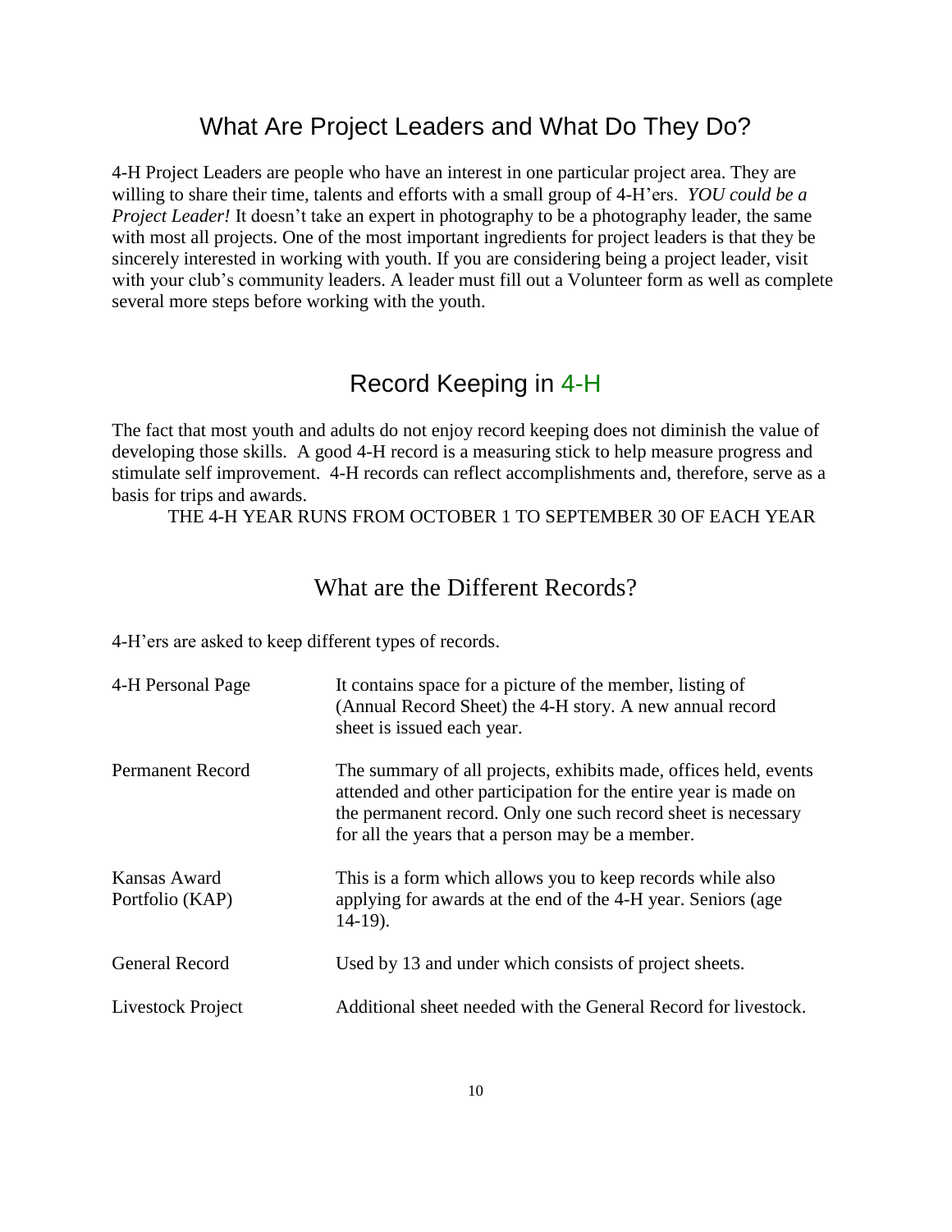## What Are Project Leaders and What Do They Do?

4-H Project Leaders are people who have an interest in one particular project area. They are willing to share their time, talents and efforts with a small group of 4-H'ers. *YOU could be a Project Leader!* It doesn't take an expert in photography to be a photography leader, the same with most all projects. One of the most important ingredients for project leaders is that they be sincerely interested in working with youth. If you are considering being a project leader, visit with your club's community leaders. A leader must fill out a Volunteer form as well as complete several more steps before working with the youth.

## Record Keeping in 4-H

The fact that most youth and adults do not enjoy record keeping does not diminish the value of developing those skills. A good 4-H record is a measuring stick to help measure progress and stimulate self improvement. 4-H records can reflect accomplishments and, therefore, serve as a basis for trips and awards.

THE 4-H YEAR RUNS FROM OCTOBER 1 TO SEPTEMBER 30 OF EACH YEAR

## What are the Different Records?

4-H'ers are asked to keep different types of records.

| | |
|---|---|
| 4-H Personal Page | It contains space for a picture of the member, listing of (Annual Record Sheet) the 4-H story. A new annual record sheet is issued each year. |
| Permanent Record | The summary of all projects, exhibits made, offices held, events attended and other participation for the entire year is made on the permanent record. Only one such record sheet is necessary for all the years that a person may be a member. |
| Kansas Award Portfolio (KAP) | This is a form which allows you to keep records while also applying for awards at the end of the 4-H year. Seniors (age 14-19). |
| General Record | Used by 13 and under which consists of project sheets. |
| Livestock Project | Additional sheet needed with the General Record for livestock. |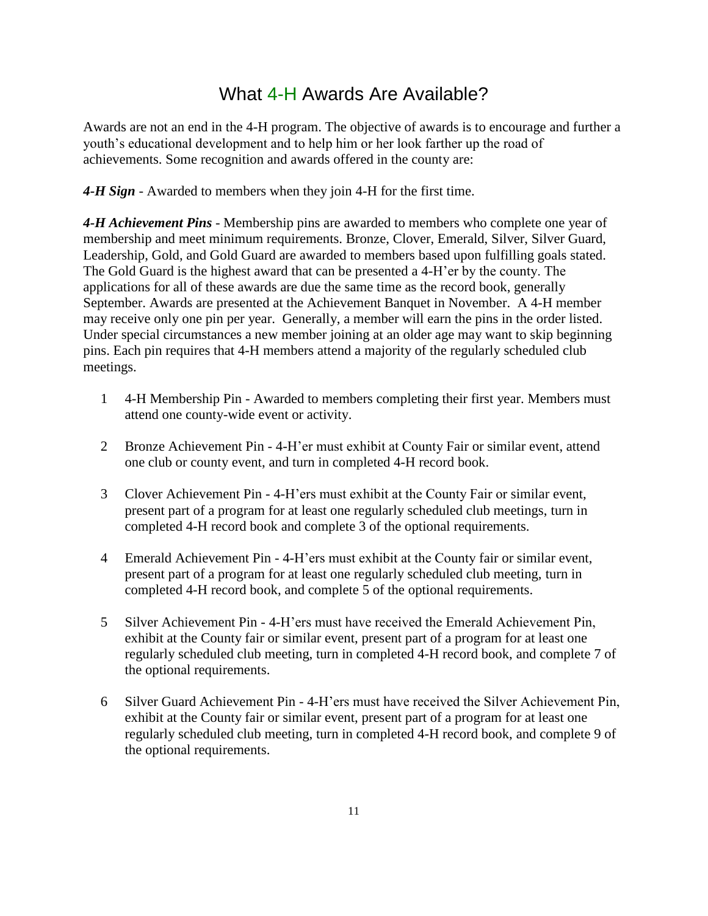# What 4-H Awards Are Available?

Awards are not an end in the 4-H program. The objective of awards is to encourage and further a youth's educational development and to help him or her look farther up the road of achievements. Some recognition and awards offered in the county are:

***4-H Sign*** - Awarded to members when they join 4-H for the first time.

***4-H Achievement Pins*** - Membership pins are awarded to members who complete one year of membership and meet minimum requirements. Bronze, Clover, Emerald, Silver, Silver Guard, Leadership, Gold, and Gold Guard are awarded to members based upon fulfilling goals stated. The Gold Guard is the highest award that can be presented a 4-H'er by the county. The applications for all of these awards are due the same time as the record book, generally September. Awards are presented at the Achievement Banquet in November. A 4-H member may receive only one pin per year. Generally, a member will earn the pins in the order listed. Under special circumstances a new member joining at an older age may want to skip beginning pins. Each pin requires that 4-H members attend a majority of the regularly scheduled club meetings.

1. 4-H Membership Pin - Awarded to members completing their first year. Members must attend one county-wide event or activity.

2. Bronze Achievement Pin - 4-H'er must exhibit at County Fair or similar event, attend one club or county event, and turn in completed 4-H record book.

3. Clover Achievement Pin - 4-H'ers must exhibit at the County Fair or similar event, present part of a program for at least one regularly scheduled club meetings, turn in completed 4-H record book and complete 3 of the optional requirements.

4. Emerald Achievement Pin - 4-H'ers must exhibit at the County fair or similar event, present part of a program for at least one regularly scheduled club meeting, turn in completed 4-H record book, and complete 5 of the optional requirements.

5. Silver Achievement Pin - 4-H'ers must have received the Emerald Achievement Pin, exhibit at the County fair or similar event, present part of a program for at least one regularly scheduled club meeting, turn in completed 4-H record book, and complete 7 of the optional requirements.

6. Silver Guard Achievement Pin - 4-H'ers must have received the Silver Achievement Pin, exhibit at the County fair or similar event, present part of a program for at least one regularly scheduled club meeting, turn in completed 4-H record book, and complete 9 of the optional requirements.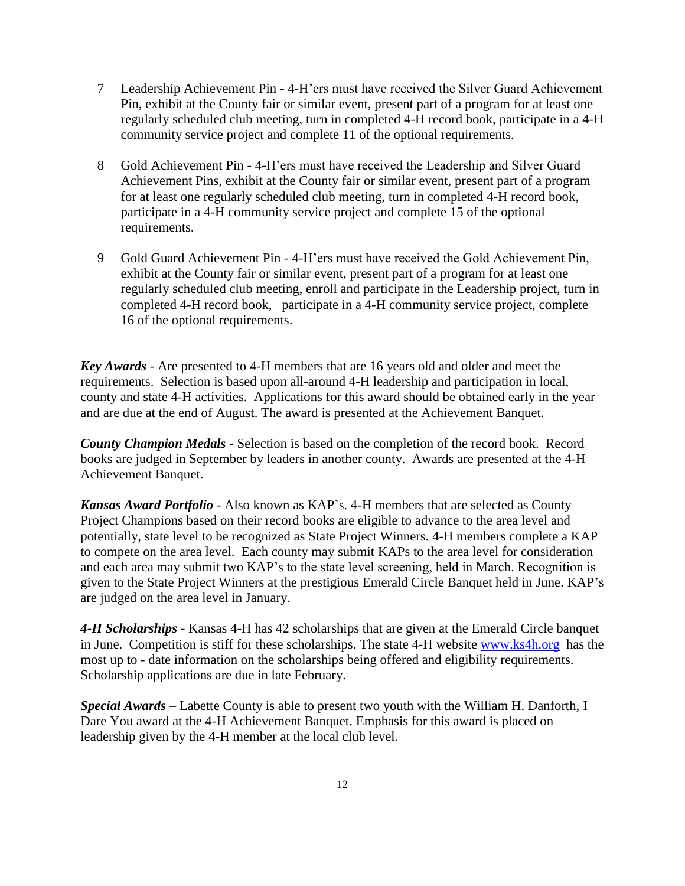7. Leadership Achievement Pin - 4-H'ers must have received the Silver Guard Achievement Pin, exhibit at the County fair or similar event, present part of a program for at least one regularly scheduled club meeting, turn in completed 4-H record book, participate in a 4-H community service project and complete 11 of the optional requirements.

8. Gold Achievement Pin - 4-H'ers must have received the Leadership and Silver Guard Achievement Pins, exhibit at the County fair or similar event, present part of a program for at least one regularly scheduled club meeting, turn in completed 4-H record book, participate in a 4-H community service project and complete 15 of the optional requirements.

9. Gold Guard Achievement Pin - 4-H'ers must have received the Gold Achievement Pin, exhibit at the County fair or similar event, present part of a program for at least one regularly scheduled club meeting, enroll and participate in the Leadership project, turn in completed 4-H record book, participate in a 4-H community service project, complete 16 of the optional requirements.

***Key Awards*** - Are presented to 4-H members that are 16 years old and older and meet the requirements. Selection is based upon all-around 4-H leadership and participation in local, county and state 4-H activities. Applications for this award should be obtained early in the year and are due at the end of August. The award is presented at the Achievement Banquet.

***County Champion Medals*** - Selection is based on the completion of the record book. Record books are judged in September by leaders in another county. Awards are presented at the 4-H Achievement Banquet.

***Kansas Award Portfolio*** - Also known as KAP's. 4-H members that are selected as County Project Champions based on their record books are eligible to advance to the area level and potentially, state level to be recognized as State Project Winners. 4-H members complete a KAP to compete on the area level. Each county may submit KAPs to the area level for consideration and each area may submit two KAP's to the state level screening, held in March. Recognition is given to the State Project Winners at the prestigious Emerald Circle Banquet held in June. KAP's are judged on the area level in January.

***4-H Scholarships*** - Kansas 4-H has 42 scholarships that are given at the Emerald Circle banquet in June. Competition is stiff for these scholarships. The state 4-H website [www.ks4h.org](http://www.ks4h.org) has the most up to - date information on the scholarships being offered and eligibility requirements. Scholarship applications are due in late February.

***Special Awards*** – Labette County is able to present two youth with the William H. Danforth, I Dare You award at the 4-H Achievement Banquet. Emphasis for this award is placed on leadership given by the 4-H member at the local club level.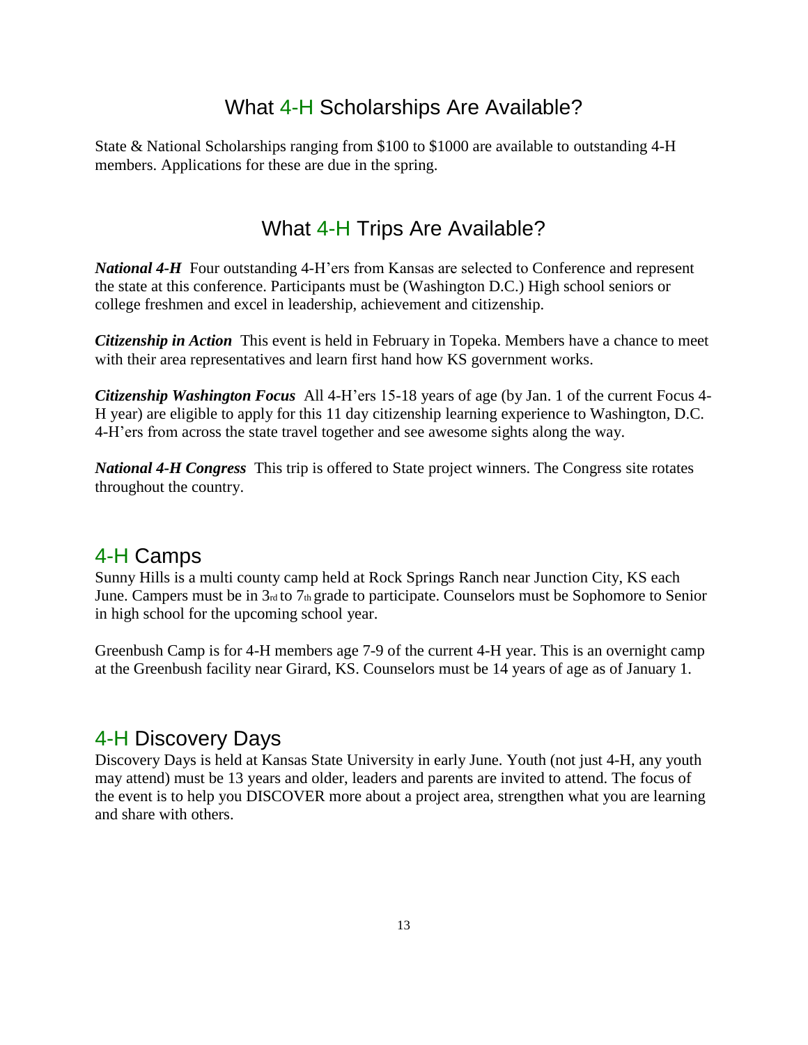## What 4-H Scholarships Are Available?

State & National Scholarships ranging from $100 to $1000 are available to outstanding 4-H members. Applications for these are due in the spring.

## What 4-H Trips Are Available?

***National 4-H*** Four outstanding 4-H'ers from Kansas are selected to Conference and represent the state at this conference. Participants must be (Washington D.C.) High school seniors or college freshmen and excel in leadership, achievement and citizenship.

***Citizenship in Action*** This event is held in February in Topeka. Members have a chance to meet with their area representatives and learn first hand how KS government works.

***Citizenship Washington Focus*** All 4-H'ers 15-18 years of age (by Jan. 1 of the current Focus 4-H year) are eligible to apply for this 11 day citizenship learning experience to Washington, D.C. 4-H'ers from across the state travel together and see awesome sights along the way.

***National 4-H Congress*** This trip is offered to State project winners. The Congress site rotates throughout the country.

## 4-H Camps

Sunny Hills is a multi county camp held at Rock Springs Ranch near Junction City, KS each June. Campers must be in 3rd to 7th grade to participate. Counselors must be Sophomore to Senior in high school for the upcoming school year.

Greenbush Camp is for 4-H members age 7-9 of the current 4-H year. This is an overnight camp at the Greenbush facility near Girard, KS. Counselors must be 14 years of age as of January 1.

## 4-H Discovery Days

Discovery Days is held at Kansas State University in early June. Youth (not just 4-H, any youth may attend) must be 13 years and older, leaders and parents are invited to attend. The focus of the event is to help you DISCOVER more about a project area, strengthen what you are learning and share with others.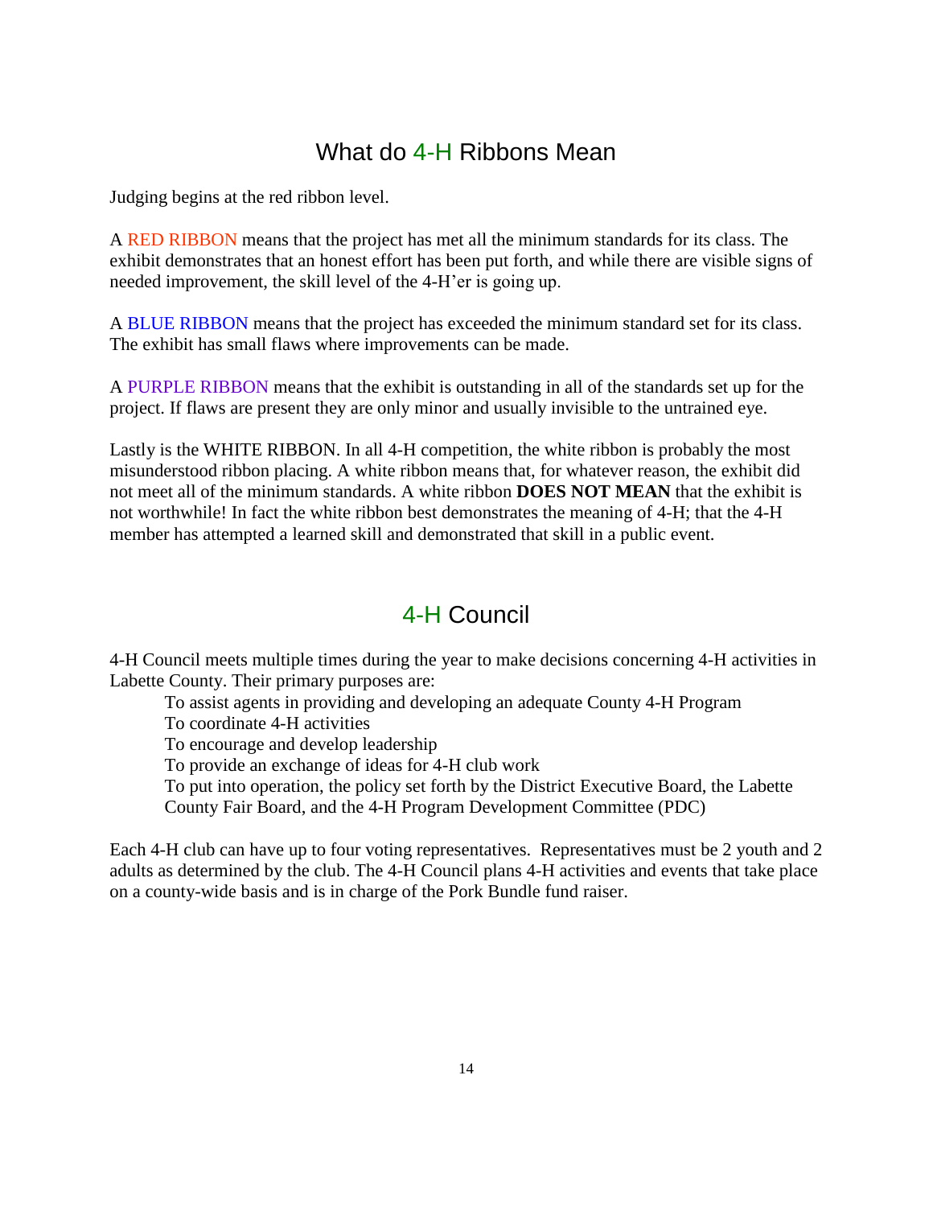# What do 4-H Ribbons Mean

Judging begins at the red ribbon level.

A RED RIBBON means that the project has met all the minimum standards for its class. The exhibit demonstrates that an honest effort has been put forth, and while there are visible signs of needed improvement, the skill level of the 4-H'er is going up.

A BLUE RIBBON means that the project has exceeded the minimum standard set for its class. The exhibit has small flaws where improvements can be made.

A PURPLE RIBBON means that the exhibit is outstanding in all of the standards set up for the project. If flaws are present they are only minor and usually invisible to the untrained eye.

Lastly is the WHITE RIBBON. In all 4-H competition, the white ribbon is probably the most misunderstood ribbon placing. A white ribbon means that, for whatever reason, the exhibit did not meet all of the minimum standards. A white ribbon **DOES NOT MEAN** that the exhibit is not worthwhile! In fact the white ribbon best demonstrates the meaning of 4-H; that the 4-H member has attempted a learned skill and demonstrated that skill in a public event.

# 4-H Council

4-H Council meets multiple times during the year to make decisions concerning 4-H activities in Labette County. Their primary purposes are:

- To assist agents in providing and developing an adequate County 4-H Program
- To coordinate 4-H activities
- To encourage and develop leadership
- To provide an exchange of ideas for 4-H club work
- To put into operation, the policy set forth by the District Executive Board, the Labette County Fair Board, and the 4-H Program Development Committee (PDC)

Each 4-H club can have up to four voting representatives. Representatives must be 2 youth and 2 adults as determined by the club. The 4-H Council plans 4-H activities and events that take place on a county-wide basis and is in charge of the Pork Bundle fund raiser.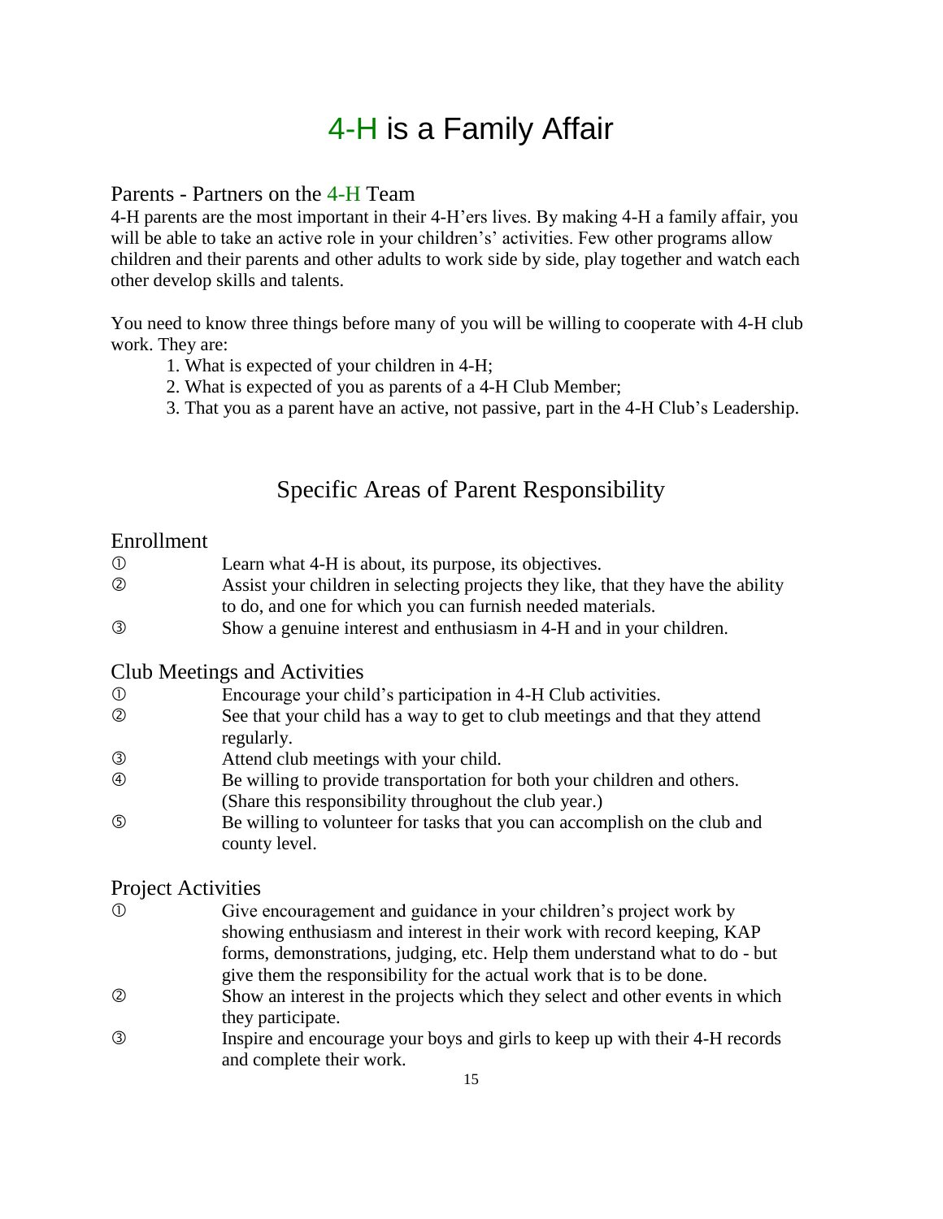# 4-H is a Family Affair

## Parents - Partners on the 4-H Team

4-H parents are the most important in their 4-H'ers lives. By making 4-H a family affair, you will be able to take an active role in your children's' activities. Few other programs allow children and their parents and other adults to work side by side, play together and watch each other develop skills and talents.

You need to know three things before many of you will be willing to cooperate with 4-H club work. They are:

1. What is expected of your children in 4-H;
2. What is expected of you as parents of a 4-H Club Member;
3. That you as a parent have an active, not passive, part in the 4-H Club's Leadership.

## Specific Areas of Parent Responsibility

### Enrollment

① Learn what 4-H is about, its purpose, its objectives.

② Assist your children in selecting projects they like, that they have the ability to do, and one for which you can furnish needed materials.

③ Show a genuine interest and enthusiasm in 4-H and in your children.

### Club Meetings and Activities

① Encourage your child's participation in 4-H Club activities.

② See that your child has a way to get to club meetings and that they attend regularly.

③ Attend club meetings with your child.

④ Be willing to provide transportation for both your children and others. (Share this responsibility throughout the club year.)

⑤ Be willing to volunteer for tasks that you can accomplish on the club and county level.

### Project Activities

① Give encouragement and guidance in your children's project work by showing enthusiasm and interest in their work with record keeping, KAP forms, demonstrations, judging, etc. Help them understand what to do - but give them the responsibility for the actual work that is to be done.

② Show an interest in the projects which they select and other events in which they participate.

③ Inspire and encourage your boys and girls to keep up with their 4-H records and complete their work.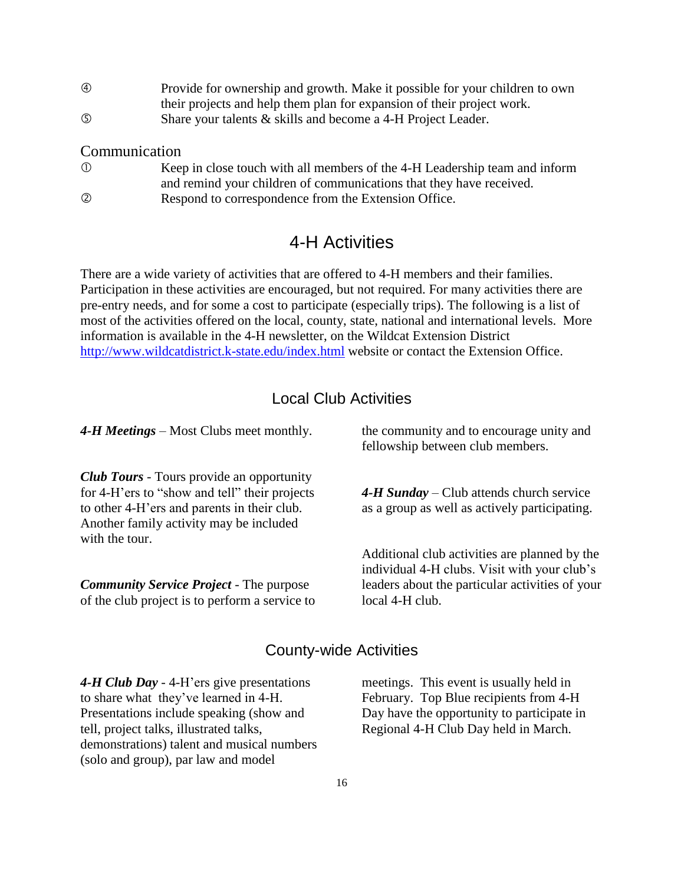④ Provide for ownership and growth. Make it possible for your children to own their projects and help them plan for expansion of their project work.

⑤ Share your talents & skills and become a 4-H Project Leader.

### Communication

① Keep in close touch with all members of the 4-H Leadership team and inform and remind your children of communications that they have received.

② Respond to correspondence from the Extension Office.

## 4-H Activities

There are a wide variety of activities that are offered to 4-H members and their families. Participation in these activities are encouraged, but not required. For many activities there are pre-entry needs, and for some a cost to participate (especially trips). The following is a list of most of the activities offered on the local, county, state, national and international levels. More information is available in the 4-H newsletter, on the Wildcat Extension District [http://www.wildcatdistrict.k-state.edu/index.html](http://www.wildcatdistrict.k-state.edu/index.html) website or contact the Extension Office.

### Local Club Activities

***4-H Meetings*** – Most Clubs meet monthly.

***Club Tours*** - Tours provide an opportunity for 4-H'ers to "show and tell" their projects to other 4-H'ers and parents in their club. Another family activity may be included with the tour.

***Community Service Project*** - The purpose of the club project is to perform a service to the community and to encourage unity and fellowship between club members.

***4-H Sunday*** – Club attends church service as a group as well as actively participating.

Additional club activities are planned by the individual 4-H clubs. Visit with your club's leaders about the particular activities of your local 4-H club.

### County-wide Activities

***4-H Club Day*** - 4-H'ers give presentations to share what they've learned in 4-H. Presentations include speaking (show and tell, project talks, illustrated talks, demonstrations) talent and musical numbers (solo and group), par law and model meetings. This event is usually held in February. Top Blue recipients from 4-H Day have the opportunity to participate in Regional 4-H Club Day held in March.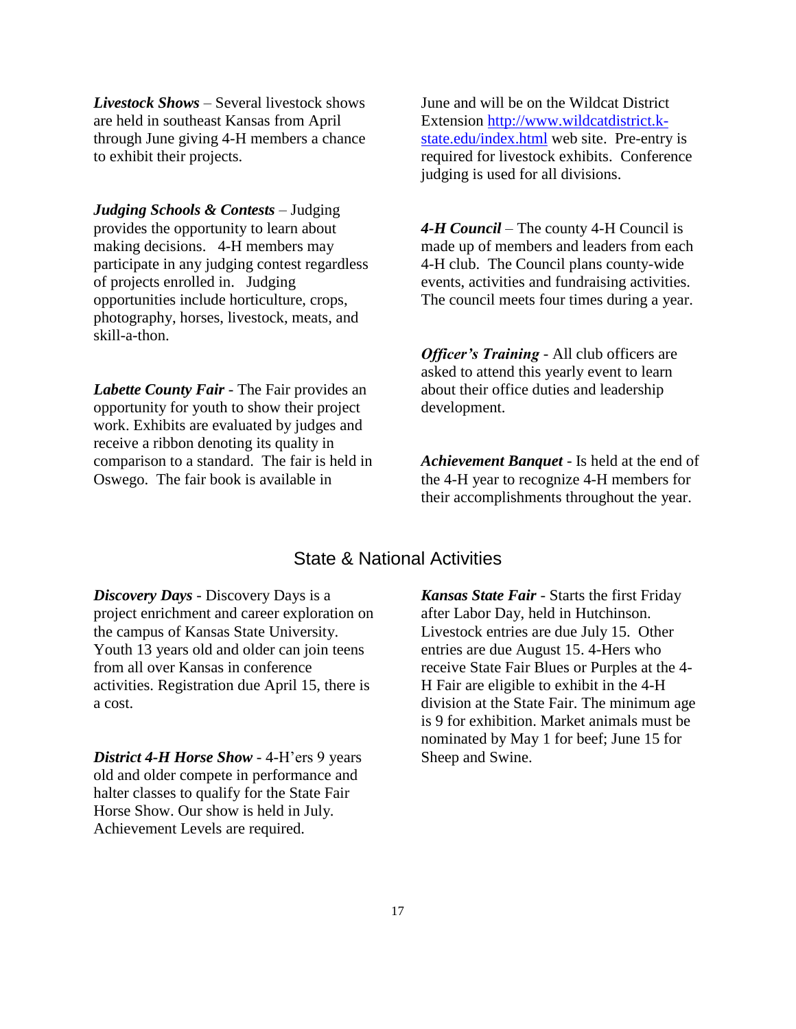***Livestock Shows*** – Several livestock shows are held in southeast Kansas from April through June giving 4-H members a chance to exhibit their projects.

***Judging Schools & Contests*** – Judging provides the opportunity to learn about making decisions. 4-H members may participate in any judging contest regardless of projects enrolled in. Judging opportunities include horticulture, crops, photography, horses, livestock, meats, and skill-a-thon.

***Labette County Fair*** - The Fair provides an opportunity for youth to show their project work. Exhibits are evaluated by judges and receive a ribbon denoting its quality in comparison to a standard. The fair is held in Oswego. The fair book is available in June and will be on the Wildcat District Extension [http://www.wildcatdistrict.k-state.edu/index.html](http://www.wildcatdistrict.k-state.edu/index.html) web site. Pre-entry is required for livestock exhibits. Conference judging is used for all divisions.

***4-H Council*** – The county 4-H Council is made up of members and leaders from each 4-H club. The Council plans county-wide events, activities and fundraising activities. The council meets four times during a year.

***Officer's Training*** - All club officers are asked to attend this yearly event to learn about their office duties and leadership development.

***Achievement Banquet*** - Is held at the end of the 4-H year to recognize 4-H members for their accomplishments throughout the year.

## State & National Activities

***Discovery Days*** - Discovery Days is a project enrichment and career exploration on the campus of Kansas State University. Youth 13 years old and older can join teens from all over Kansas in conference activities. Registration due April 15, there is a cost.

***District 4-H Horse Show*** - 4-H'ers 9 years old and older compete in performance and halter classes to qualify for the State Fair Horse Show. Our show is held in July. Achievement Levels are required.

***Kansas State Fair*** - Starts the first Friday after Labor Day, held in Hutchinson. Livestock entries are due July 15. Other entries are due August 15. 4-Hers who receive State Fair Blues or Purples at the 4-H Fair are eligible to exhibit in the 4-H division at the State Fair. The minimum age is 9 for exhibition. Market animals must be nominated by May 1 for beef; June 15 for Sheep and Swine.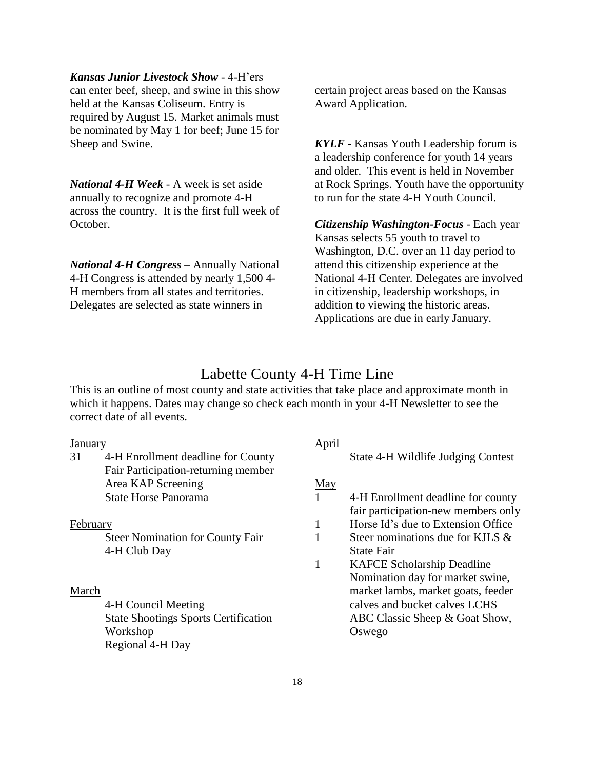***Kansas Junior Livestock Show*** - 4-H'ers can enter beef, sheep, and swine in this show held at the Kansas Coliseum. Entry is required by August 15. Market animals must be nominated by May 1 for beef; June 15 for Sheep and Swine.

***National 4-H Week*** - A week is set aside annually to recognize and promote 4-H across the country. It is the first full week of October.

***National 4-H Congress*** – Annually National 4-H Congress is attended by nearly 1,500 4-H members from all states and territories. Delegates are selected as state winners in certain project areas based on the Kansas Award Application.

***KYLF*** - Kansas Youth Leadership forum is a leadership conference for youth 14 years and older. This event is held in November at Rock Springs. Youth have the opportunity to run for the state 4-H Youth Council.

***Citizenship Washington-Focus*** - Each year Kansas selects 55 youth to travel to Washington, D.C. over an 11 day period to attend this citizenship experience at the National 4-H Center. Delegates are involved in citizenship, leadership workshops, in addition to viewing the historic areas. Applications are due in early January.

# Labette County 4-H Time Line

This is an outline of most county and state activities that take place and approximate month in which it happens. Dates may change so check each month in your 4-H Newsletter to see the correct date of all events.

<u>January</u>

31 4-H Enrollment deadline for County Fair Participation-returning member
 Area KAP Screening
 State Horse Panorama

<u>February</u>

Steer Nomination for County Fair
4-H Club Day

<u>March</u>

4-H Council Meeting
State Shootings Sports Certification Workshop
Regional 4-H Day

<u>April</u>

State 4-H Wildlife Judging Contest

<u>May</u>

1 4-H Enrollment deadline for county fair participation-new members only
1 Horse Id's due to Extension Office
1 Steer nominations due for KJLS & State Fair
1 KAFCE Scholarship Deadline
 Nomination day for market swine, market lambs, market goats, feeder calves and bucket calves LCHS
 ABC Classic Sheep & Goat Show, Oswego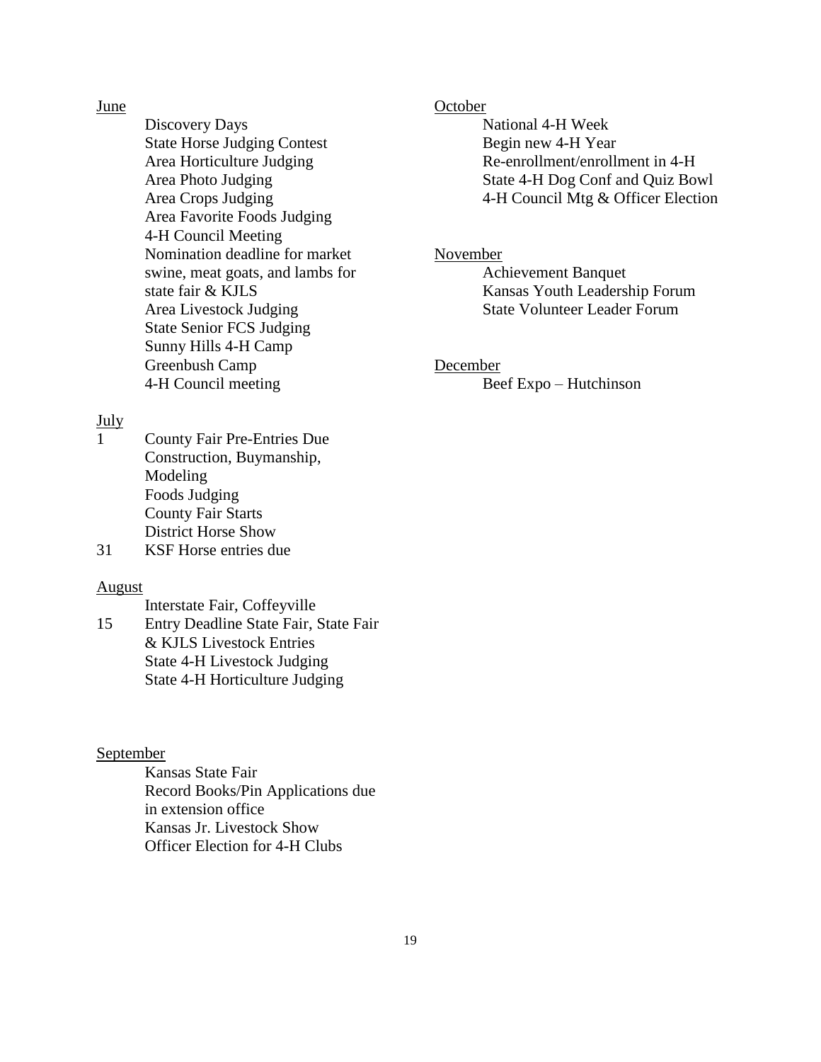June

- Discovery Days
- State Horse Judging Contest
- Area Horticulture Judging
- Area Photo Judging
- Area Crops Judging
- Area Favorite Foods Judging
- 4-H Council Meeting
- Nomination deadline for market swine, meat goats, and lambs for state fair & KJLS
- Area Livestock Judging
- State Senior FCS Judging
- Sunny Hills 4-H Camp
- Greenbush Camp
- 4-H Council meeting

July

- 1 County Fair Pre-Entries Due
- Construction, Buymanship, Modeling
- Foods Judging
- County Fair Starts
- District Horse Show
- 31 KSF Horse entries due

August

- Interstate Fair, Coffeyville
- 15 Entry Deadline State Fair, State Fair & KJLS Livestock Entries
- State 4-H Livestock Judging
- State 4-H Horticulture Judging

September

- Kansas State Fair
- Record Books/Pin Applications due in extension office
- Kansas Jr. Livestock Show
- Officer Election for 4-H Clubs

October

- National 4-H Week
- Begin new 4-H Year
- Re-enrollment/enrollment in 4-H
- State 4-H Dog Conf and Quiz Bowl
- 4-H Council Mtg & Officer Election

November

- Achievement Banquet
- Kansas Youth Leadership Forum
- State Volunteer Leader Forum

December

- Beef Expo – Hutchinson